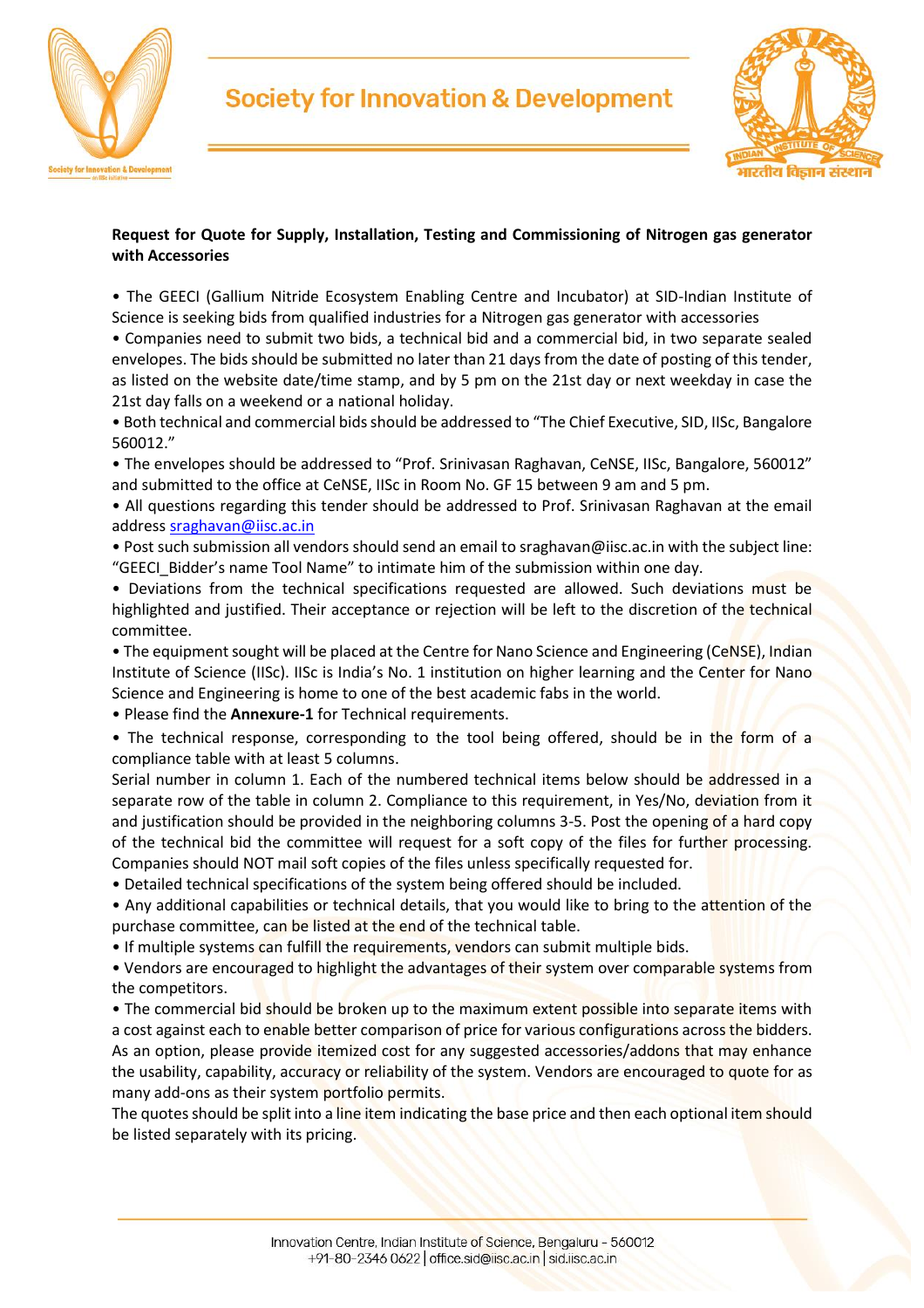# Society for Innovation & Development

**Request for Quote for Supply, Installation, Testing and Commissioning of Nitrogen gas generator with Accessories**

- The GEECI (Gallium Nitride Ecosystem Enabling Centre and Incubator) at SID-Indian Institute of Science is seeking bids from qualified industries for a Nitrogen gas generator with accessories
- Companies need to submit two bids, a technical bid and a commercial bid, in two separate sealed envelopes. The bids should be submitted no later than 21 days from the date of posting of this tender, as listed on the website date/time stamp, and by 5 pm on the 21st day or next weekday in case the 21st day falls on a weekend or a national holiday.
- Both technical and commercial bids should be addressed to "The Chief Executive, SID, IISc, Bangalore 560012."
- The envelopes should be addressed to "Prof. Srinivasan Raghavan, CeNSE, IISc, Bangalore, 560012" and submitted to the office at CeNSE, IISc in Room No. GF 15 between 9 am and 5 pm.
- All questions regarding this tender should be addressed to Prof. Srinivasan Raghavan at the email address sraghavan@iisc.ac.in
- Post such submission all vendors should send an email to sraghavan@iisc.ac.in with the subject line: "GEECI_Bidder's name Tool Name" to intimate him of the submission within one day.
- Deviations from the technical specifications requested are allowed. Such deviations must be highlighted and justified. Their acceptance or rejection will be left to the discretion of the technical committee.
- The equipment sought will be placed at the Centre for Nano Science and Engineering (CeNSE), Indian Institute of Science (IISc). IISc is India's No. 1 institution on higher learning and the Center for Nano Science and Engineering is home to one of the best academic fabs in the world.
- Please find the **Annexure-1** for Technical requirements.
- The technical response, corresponding to the tool being offered, should be in the form of a compliance table with at least 5 columns.

Serial number in column 1. Each of the numbered technical items below should be addressed in a separate row of the table in column 2. Compliance to this requirement, in Yes/No, deviation from it and justification should be provided in the neighboring columns 3-5. Post the opening of a hard copy of the technical bid the committee will request for a soft copy of the files for further processing. Companies should NOT mail soft copies of the files unless specifically requested for.

- Detailed technical specifications of the system being offered should be included.
- Any additional capabilities or technical details, that you would like to bring to the attention of the purchase committee, can be listed at the end of the technical table.
- If multiple systems can fulfill the requirements, vendors can submit multiple bids.
- Vendors are encouraged to highlight the advantages of their system over comparable systems from the competitors.
- The commercial bid should be broken up to the maximum extent possible into separate items with a cost against each to enable better comparison of price for various configurations across the bidders. As an option, please provide itemized cost for any suggested accessories/addons that may enhance the usability, capability, accuracy or reliability of the system. Vendors are encouraged to quote for as many add-ons as their system portfolio permits.

The quotes should be split into a line item indicating the base price and then each optional item should be listed separately with its pricing.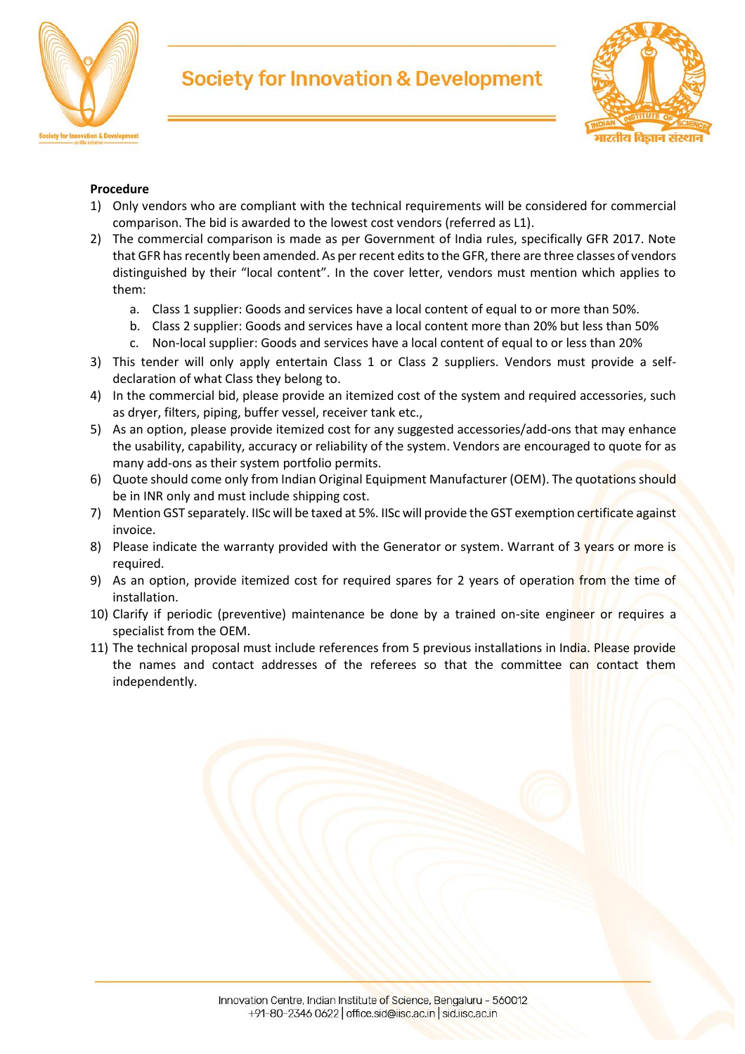**Procedure**

1) Only vendors who are compliant with the technical requirements will be considered for commercial comparison. The bid is awarded to the lowest cost vendors (referred as L1).
2) The commercial comparison is made as per Government of India rules, specifically GFR 2017. Note that GFR has recently been amended. As per recent edits to the GFR, there are three classes of vendors distinguished by their "local content". In the cover letter, vendors must mention which applies to them:
   a. Class 1 supplier: Goods and services have a local content of equal to or more than 50%.
   b. Class 2 supplier: Goods and services have a local content more than 20% but less than 50%
   c. Non-local supplier: Goods and services have a local content of equal to or less than 20%
3) This tender will only apply entertain Class 1 or Class 2 suppliers. Vendors must provide a self-declaration of what Class they belong to.
4) In the commercial bid, please provide an itemized cost of the system and required accessories, such as dryer, filters, piping, buffer vessel, receiver tank etc.,
5) As an option, please provide itemized cost for any suggested accessories/add-ons that may enhance the usability, capability, accuracy or reliability of the system. Vendors are encouraged to quote for as many add-ons as their system portfolio permits.
6) Quote should come only from Indian Original Equipment Manufacturer (OEM). The quotations should be in INR only and must include shipping cost.
7) Mention GST separately. IISc will be taxed at 5%. IISc will provide the GST exemption certificate against invoice.
8) Please indicate the warranty provided with the Generator or system. Warrant of 3 years or more is required.
9) As an option, provide itemized cost for required spares for 2 years of operation from the time of installation.
10) Clarify if periodic (preventive) maintenance be done by a trained on-site engineer or requires a specialist from the OEM.
11) The technical proposal must include references from 5 previous installations in India. Please provide the names and contact addresses of the referees so that the committee can contact them independently.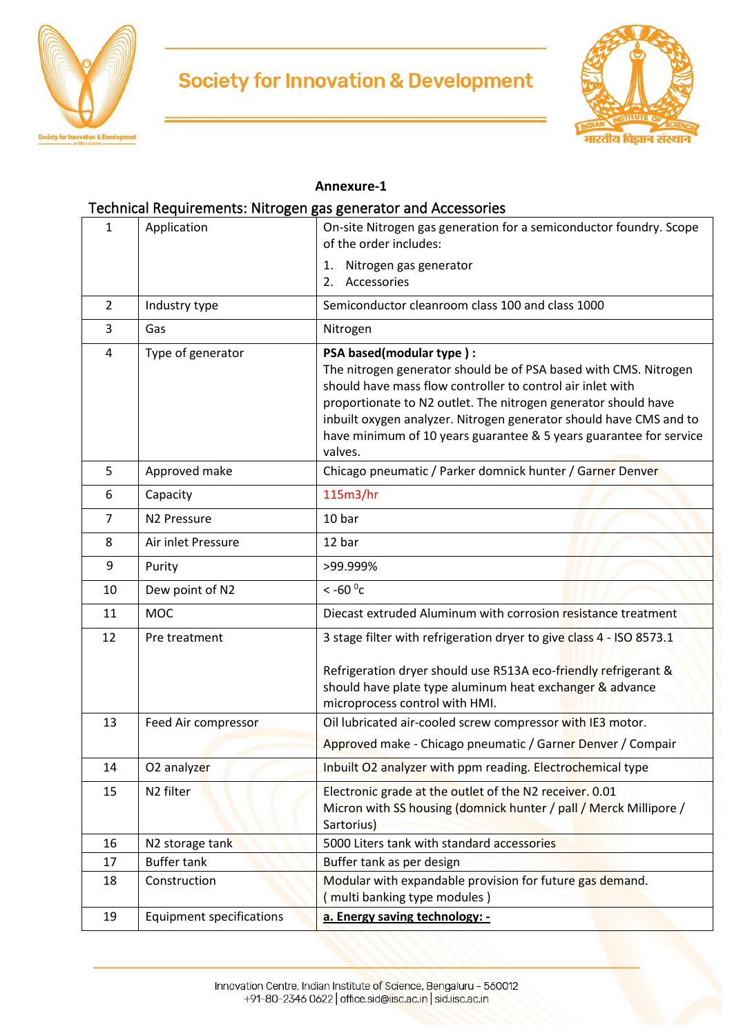**Annexure-1**

Technical Requirements: Nitrogen gas generator and Accessories

| 1 | Application | On-site Nitrogen gas generation for a semiconductor foundry. Scope of the order includes:<br>1. Nitrogen gas generator<br>2. Accessories |
|---|---|---|
| 2 | Industry type | Semiconductor cleanroom class 100 and class 1000 |
| 3 | Gas | Nitrogen |
| 4 | Type of generator | **PSA based(modular type ) :**<br>The nitrogen generator should be of PSA based with CMS. Nitrogen should have mass flow controller to control air inlet with proportionate to N2 outlet. The nitrogen generator should have inbuilt oxygen analyzer. Nitrogen generator should have CMS and to have minimum of 10 years guarantee & 5 years guarantee for service valves. |
| 5 | Approved make | Chicago pneumatic / Parker domnick hunter / Garner Denver |
| 6 | Capacity | 115m3/hr |
| 7 | N2 Pressure | 10 bar |
| 8 | Air inlet Pressure | 12 bar |
| 9 | Purity | >99.999% |
| 10 | Dew point of N2 | < -60 $^0$c |
| 11 | MOC | Diecast extruded Aluminum with corrosion resistance treatment |
| 12 | Pre treatment | 3 stage filter with refrigeration dryer to give class 4 - ISO 8573.1<br><br>Refrigeration dryer should use R513A eco-friendly refrigerant & should have plate type aluminum heat exchanger & advance microprocess control with HMI. |
| 13 | Feed Air compressor | Oil lubricated air-cooled screw compressor with IE3 motor.<br>Approved make - Chicago pneumatic / Garner Denver / Compair |
| 14 | O2 analyzer | Inbuilt O2 analyzer with ppm reading. Electrochemical type |
| 15 | N2 filter | Electronic grade at the outlet of the N2 receiver. 0.01 Micron with SS housing (domnick hunter / pall / Merck Millipore / Sartorius) |
| 16 | N2 storage tank | 5000 Liters tank with standard accessories |
| 17 | Buffer tank | Buffer tank as per design |
| 18 | Construction | Modular with expandable provision for future gas demand.<br>( multi banking type modules ) |
| 19 | Equipment specifications | **a. Energy saving technology: -** |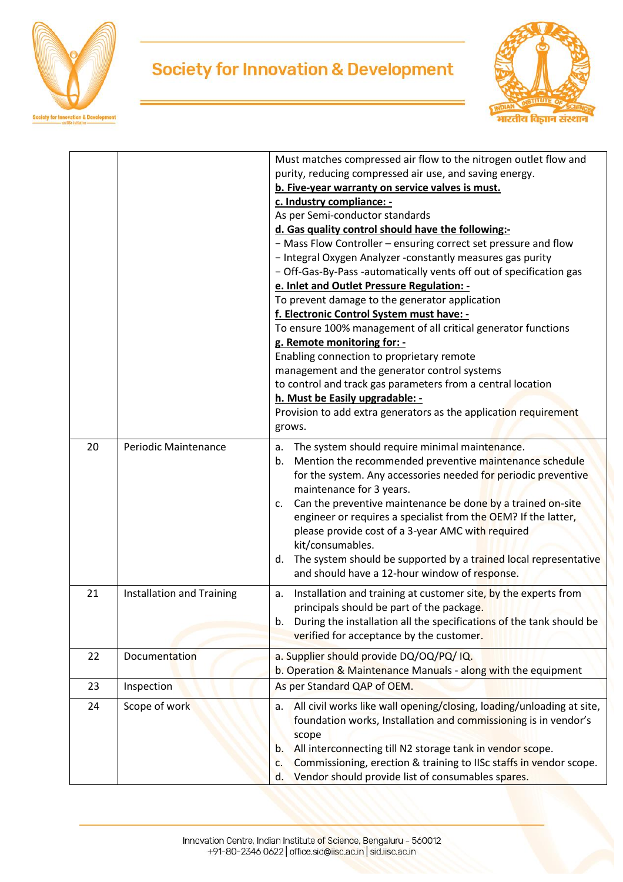|  |  |  |
|---|---|---|
|  |  | Must matches compressed air flow to the nitrogen outlet flow and purity, reducing compressed air use, and saving energy.<br>**b. Five-year warranty on service valves is must.**<br>**c. Industry compliance: -**<br>As per Semi-conductor standards<br>**d. Gas quality control should have the following:-**<br>− Mass Flow Controller – ensuring correct set pressure and flow<br>− Integral Oxygen Analyzer -constantly measures gas purity<br>− Off-Gas-By-Pass -automatically vents off out of specification gas<br>**e. Inlet and Outlet Pressure Regulation: -**<br>To prevent damage to the generator application<br>**f. Electronic Control System must have: -**<br>To ensure 100% management of all critical generator functions<br>**g. Remote monitoring for: -**<br>Enabling connection to proprietary remote management and the generator control systems to control and track gas parameters from a central location<br>**h. Must be Easily upgradable: -**<br>Provision to add extra generators as the application requirement grows. |
| 20 | Periodic Maintenance | a. The system should require minimal maintenance.<br>b. Mention the recommended preventive maintenance schedule for the system. Any accessories needed for periodic preventive maintenance for 3 years.<br>c. Can the preventive maintenance be done by a trained on-site engineer or requires a specialist from the OEM? If the latter, please provide cost of a 3-year AMC with required kit/consumables.<br>d. The system should be supported by a trained local representative and should have a 12-hour window of response. |
| 21 | Installation and Training | a. Installation and training at customer site, by the experts from principals should be part of the package.<br>b. During the installation all the specifications of the tank should be verified for acceptance by the customer. |
| 22 | Documentation | a. Supplier should provide DQ/OQ/PQ/ IQ.<br>b. Operation & Maintenance Manuals - along with the equipment |
| 23 | Inspection | As per Standard QAP of OEM. |
| 24 | Scope of work | a. All civil works like wall opening/closing, loading/unloading at site, foundation works, Installation and commissioning is in vendor's scope<br>b. All interconnecting till N2 storage tank in vendor scope.<br>c. Commissioning, erection & training to IISc staffs in vendor scope.<br>d. Vendor should provide list of consumables spares. |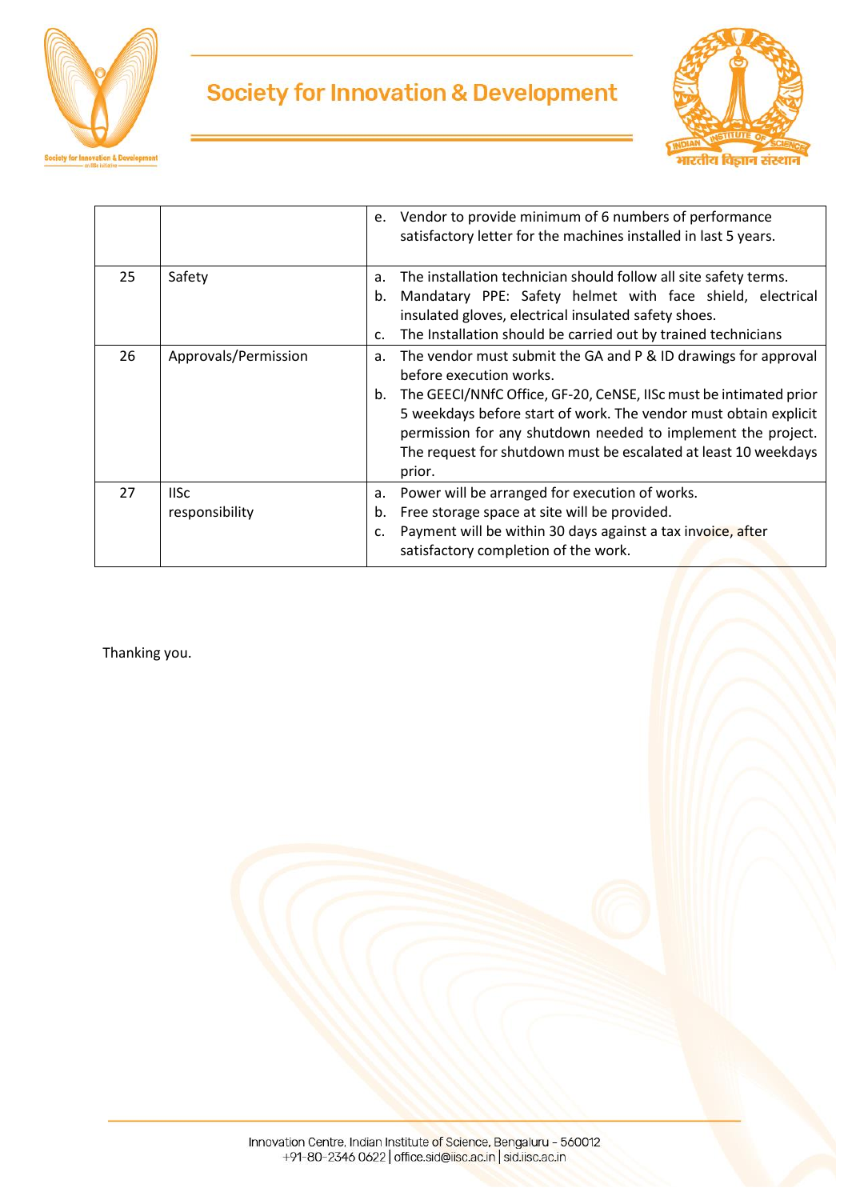| | | |
|---|---|---|
| | | e. Vendor to provide minimum of 6 numbers of performance satisfactory letter for the machines installed in last 5 years. |
| 25 | Safety | a. The installation technician should follow all site safety terms.<br>b. Mandatory PPE: Safety helmet with face shield, electrical insulated gloves, electrical insulated safety shoes.<br>c. The Installation should be carried out by trained technicians |
| 26 | Approvals/Permission | a. The vendor must submit the GA and P & ID drawings for approval before execution works.<br>b. The GEECI/NNfC Office, GF-20, CeNSE, IISc must be intimated prior 5 weekdays before start of work. The vendor must obtain explicit permission for any shutdown needed to implement the project. The request for shutdown must be escalated at least 10 weekdays prior. |
| 27 | IISc responsibility | a. Power will be arranged for execution of works.<br>b. Free storage space at site will be provided.<br>c. Payment will be within 30 days against a tax invoice, after satisfactory completion of the work. |

Thanking you.